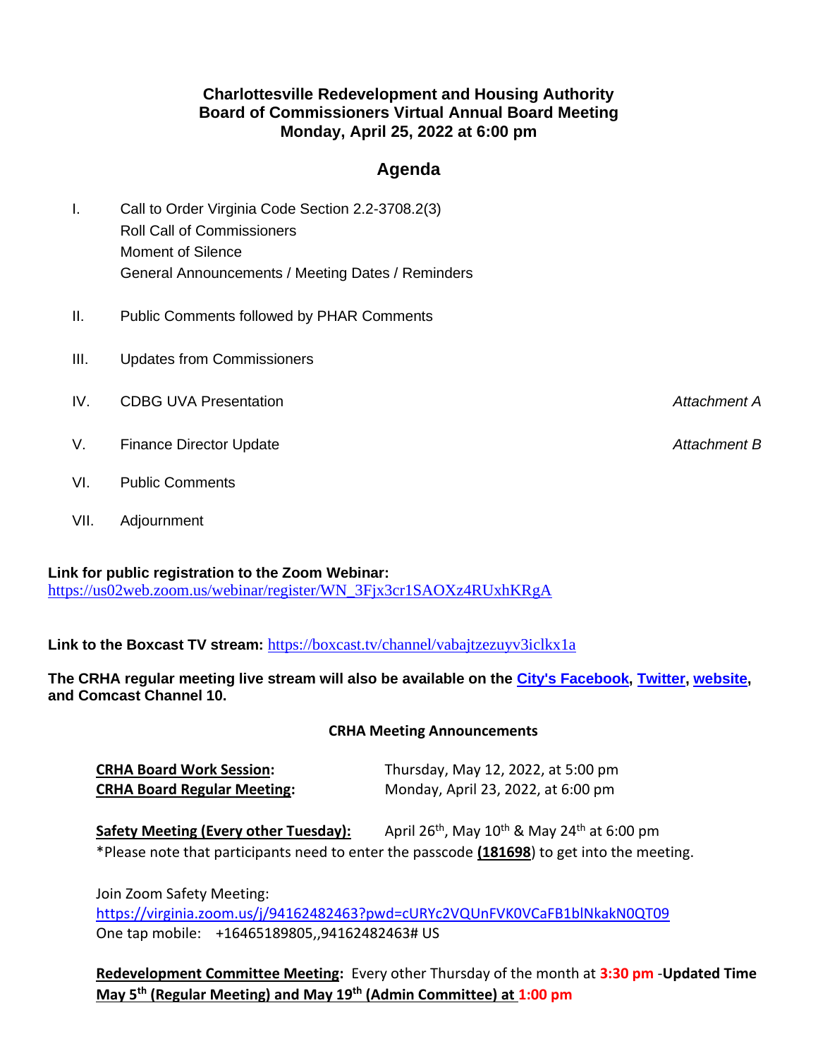**Charlottesville Redevelopment and Housing Authority**
**Board of Commissioners Virtual Annual Board Meeting**
**Monday, April 25, 2022 at 6:00 pm**

## Agenda

I. Call to Order Virginia Code Section 2.2-3708.2(3)
Roll Call of Commissioners
Moment of Silence
General Announcements / Meeting Dates / Reminders

II. Public Comments followed by PHAR Comments

III. Updates from Commissioners

IV. CDBG UVA Presentation *Attachment A*

V. Finance Director Update *Attachment B*

VI. Public Comments

VII. Adjournment

**Link for public registration to the Zoom Webinar:**
https://us02web.zoom.us/webinar/register/WN_3Fjx3cr1SAOXz4RUxhKRgA

**Link to the Boxcast TV stream:** https://boxcast.tv/channel/vabajtzezuyv3iclkx1a

**The CRHA regular meeting live stream will also be available on the City's Facebook, Twitter, website, and Comcast Channel 10.**

**CRHA Meeting Announcements**

**CRHA Board Work Session:** Thursday, May 12, 2022, at 5:00 pm
**CRHA Board Regular Meeting:** Monday, April 23, 2022, at 6:00 pm

**Safety Meeting (Every other Tuesday):** April 26th, May 10th & May 24th at 6:00 pm
*Please note that participants need to enter the passcode **(181698)** to get into the meeting.

Join Zoom Safety Meeting:
https://virginia.zoom.us/j/94162482463?pwd=cURYc2VQUnFVK0VCaFB1blNkakN0QT09
One tap mobile: +16465189805,,94162482463# US

**Redevelopment Committee Meeting:** Every other Thursday of the month at **3:30 pm** -**Updated Time May 5th (Regular Meeting) and May 19th (Admin Committee) at 1:00 pm**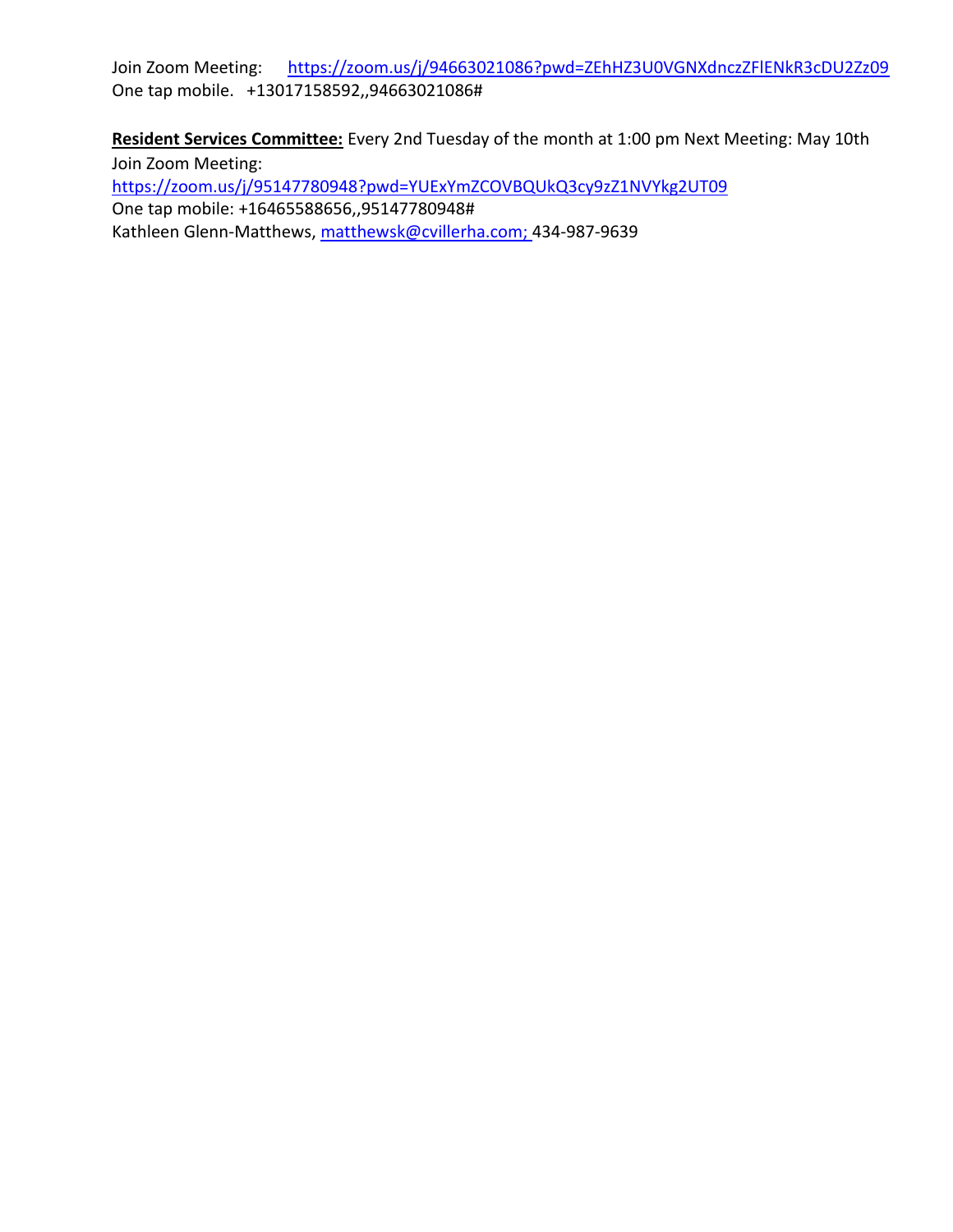Join Zoom Meeting: https://zoom.us/j/94663021086?pwd=ZEhHZ3U0VGNXdnczZFlENkR3cDU2Zz09
One tap mobile. +13017158592,,94663021086#

**Resident Services Committee:** Every 2nd Tuesday of the month at 1:00 pm Next Meeting: May 10th
Join Zoom Meeting:
https://zoom.us/j/95147780948?pwd=YUExYmZCOVBQUkQ3cy9zZ1NVYkg2UT09
One tap mobile: +16465588656,,95147780948#
Kathleen Glenn-Matthews, matthewsk@cvillerha.com; 434-987-9639